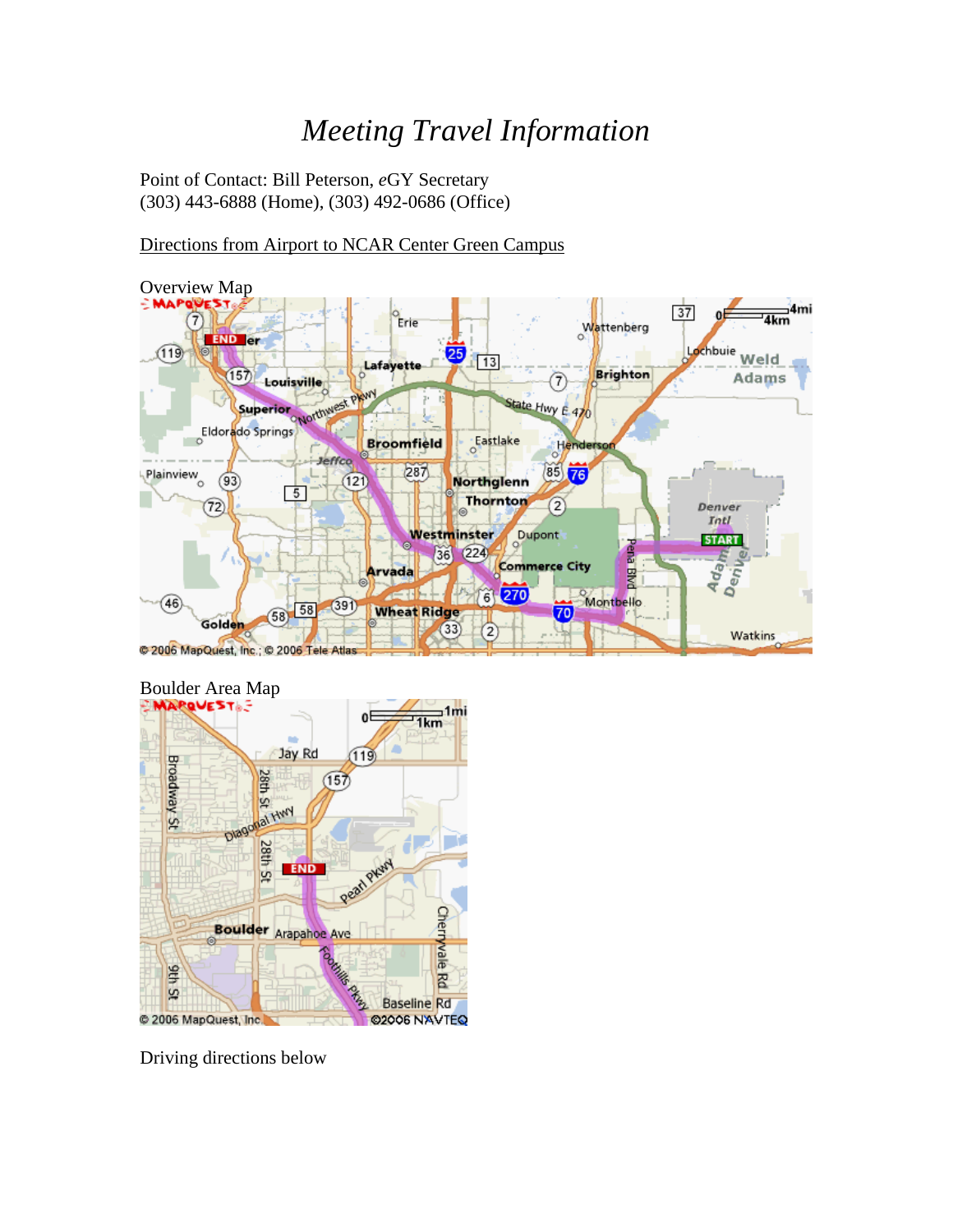# *Meeting Travel Information*

Point of Contact: Bill Peterson, *e*GY Secretary
(303) 443-6888 (Home), (303) 492-0686 (Office)

<u>Directions from Airport to NCAR Center Green Campus</u>

Overview Map

Boulder Area Map

Driving directions below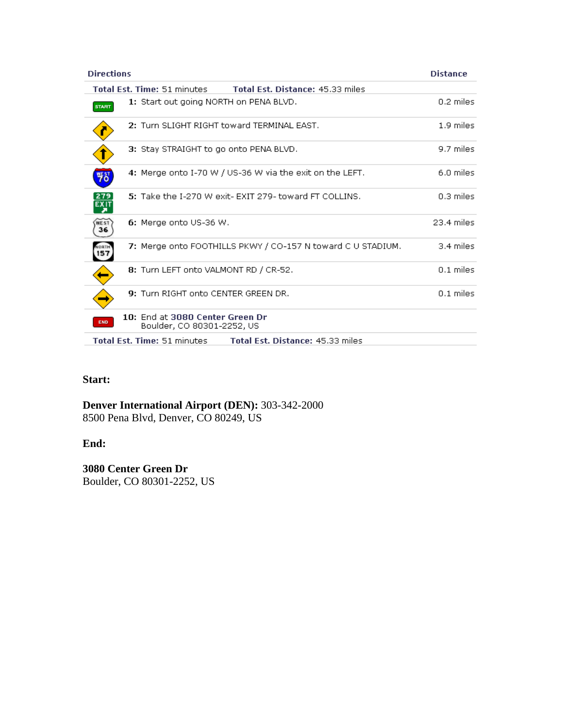| Directions | | Distance |
|---|---|---|
| **Total Est. Time:** 51 minutes **Total Est. Distance:** 45.33 miles | | |
| START | **1:** Start out going NORTH on PENA BLVD. | 0.2 miles |
| | **2:** Turn SLIGHT RIGHT toward TERMINAL EAST. | 1.9 miles |
| | **3:** Stay STRAIGHT to go onto PENA BLVD. | 9.7 miles |
| WEST 70 | **4:** Merge onto I-70 W / US-36 W via the exit on the LEFT. | 6.0 miles |
| 279 EXIT | **5:** Take the I-270 W exit- EXIT 279- toward FT COLLINS. | 0.3 miles |
| WEST 36 | **6:** Merge onto US-36 W. | 23.4 miles |
| NORTH 157 | **7:** Merge onto FOOTHILLS PKWY / CO-157 N toward C U STADIUM. | 3.4 miles |
| | **8:** Turn LEFT onto VALMONT RD / CR-52. | 0.1 miles |
| | **9:** Turn RIGHT onto CENTER GREEN DR. | 0.1 miles |
| END | **10:** End at **3080 Center Green Dr** Boulder, CO 80301-2252, US | |
| **Total Est. Time:** 51 minutes **Total Est. Distance:** 45.33 miles | | |

**Start:**

**Denver International Airport (DEN):** 303-342-2000
8500 Pena Blvd, Denver, CO 80249, US

**End:**

**3080 Center Green Dr**
Boulder, CO 80301-2252, US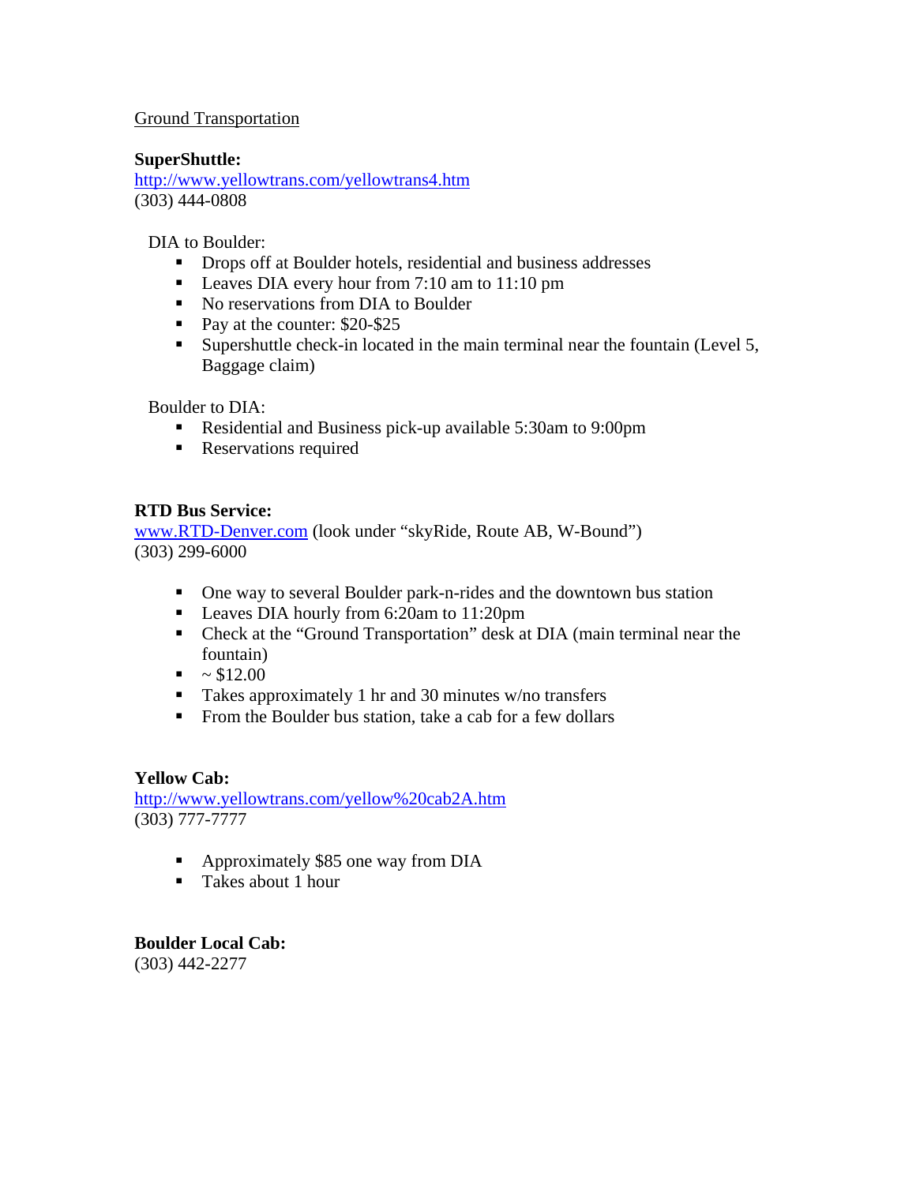## Ground Transportation

**SuperShuttle:**
[http://www.yellowtrans.com/yellowtrans4.htm](http://www.yellowtrans.com/yellowtrans4.htm)
(303) 444-0808

DIA to Boulder:

- Drops off at Boulder hotels, residential and business addresses
- Leaves DIA every hour from 7:10 am to 11:10 pm
- No reservations from DIA to Boulder
- Pay at the counter: $20-$25
- Supershuttle check-in located in the main terminal near the fountain (Level 5, Baggage claim)

Boulder to DIA:

- Residential and Business pick-up available 5:30am to 9:00pm
- Reservations required

**RTD Bus Service:**
[www.RTD-Denver.com](http://www.RTD-Denver.com) (look under "skyRide, Route AB, W-Bound")
(303) 299-6000

- One way to several Boulder park-n-rides and the downtown bus station
- Leaves DIA hourly from 6:20am to 11:20pm
- Check at the "Ground Transportation" desk at DIA (main terminal near the fountain)
- ~ $12.00
- Takes approximately 1 hr and 30 minutes w/no transfers
- From the Boulder bus station, take a cab for a few dollars

**Yellow Cab:**
[http://www.yellowtrans.com/yellow%20cab2A.htm](http://www.yellowtrans.com/yellow%20cab2A.htm)
(303) 777-7777

- Approximately $85 one way from DIA
- Takes about 1 hour

**Boulder Local Cab:**
(303) 442-2277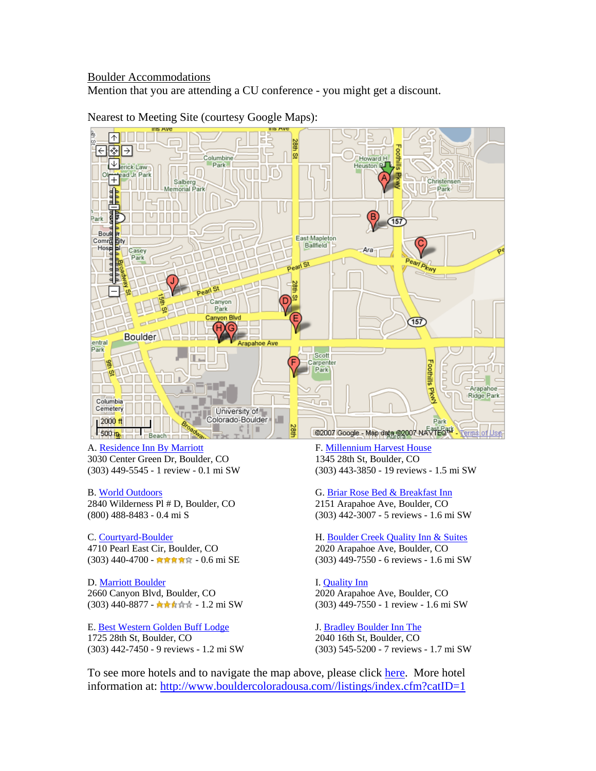Boulder Accommodations

Mention that you are attending a CU conference - you might get a discount.

Nearest to Meeting Site (courtesy Google Maps):

A. Residence Inn By Marriott
3030 Center Green Dr, Boulder, CO
(303) 449-5545 - 1 review - 0.1 mi SW

B. World Outdoors
2840 Wilderness Pl # D, Boulder, CO
(800) 488-8483 - 0.4 mi S

C. Courtyard-Boulder
4710 Pearl East Cir, Boulder, CO
(303) 440-4700 - ★★★★☆ - 0.6 mi SE

D. Marriott Boulder
2660 Canyon Blvd, Boulder, CO
(303) 440-8877 - ★★½☆☆ - 1.2 mi SW

E. Best Western Golden Buff Lodge
1725 28th St, Boulder, CO
(303) 442-7450 - 9 reviews - 1.2 mi SW

F. Millennium Harvest House
1345 28th St, Boulder, CO
(303) 443-3850 - 19 reviews - 1.5 mi SW

G. Briar Rose Bed & Breakfast Inn
2151 Arapahoe Ave, Boulder, CO
(303) 442-3007 - 5 reviews - 1.6 mi SW

H. Boulder Creek Quality Inn & Suites
2020 Arapahoe Ave, Boulder, CO
(303) 449-7550 - 6 reviews - 1.6 mi SW

I. Quality Inn
2020 Arapahoe Ave, Boulder, CO
(303) 449-7550 - 1 review - 1.6 mi SW

J. Bradley Boulder Inn The
2040 16th St, Boulder, CO
(303) 545-5200 - 7 reviews - 1.7 mi SW

To see more hotels and to navigate the map above, please click here. More hotel information at: http://www.bouldercoloradousa.com//listings/index.cfm?catID=1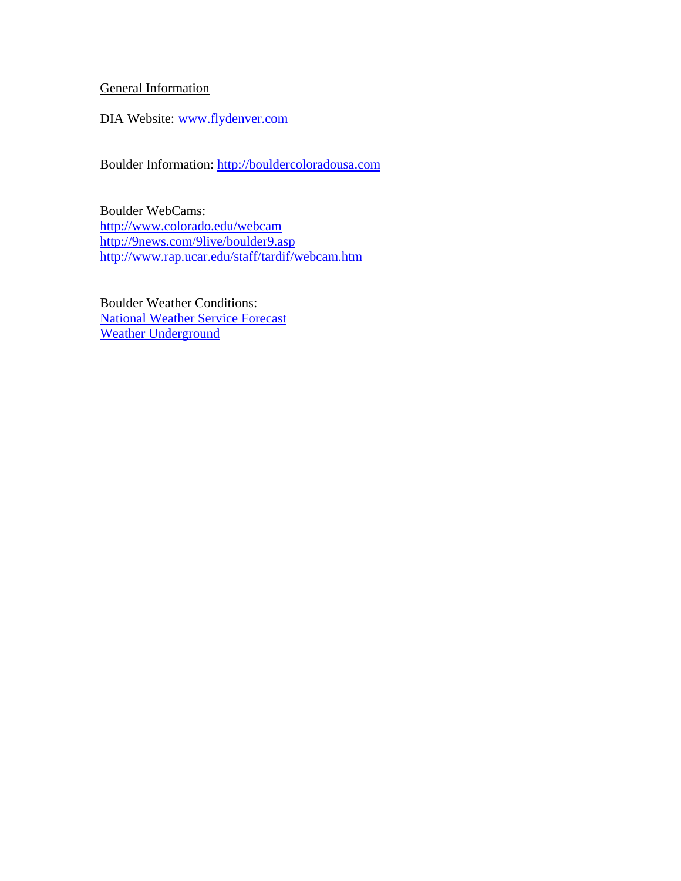General Information

DIA Website: www.flydenver.com

Boulder Information: http://bouldercoloradousa.com

Boulder WebCams:
http://www.colorado.edu/webcam
http://9news.com/9live/boulder9.asp
http://www.rap.ucar.edu/staff/tardif/webcam.htm

Boulder Weather Conditions:
National Weather Service Forecast
Weather Underground